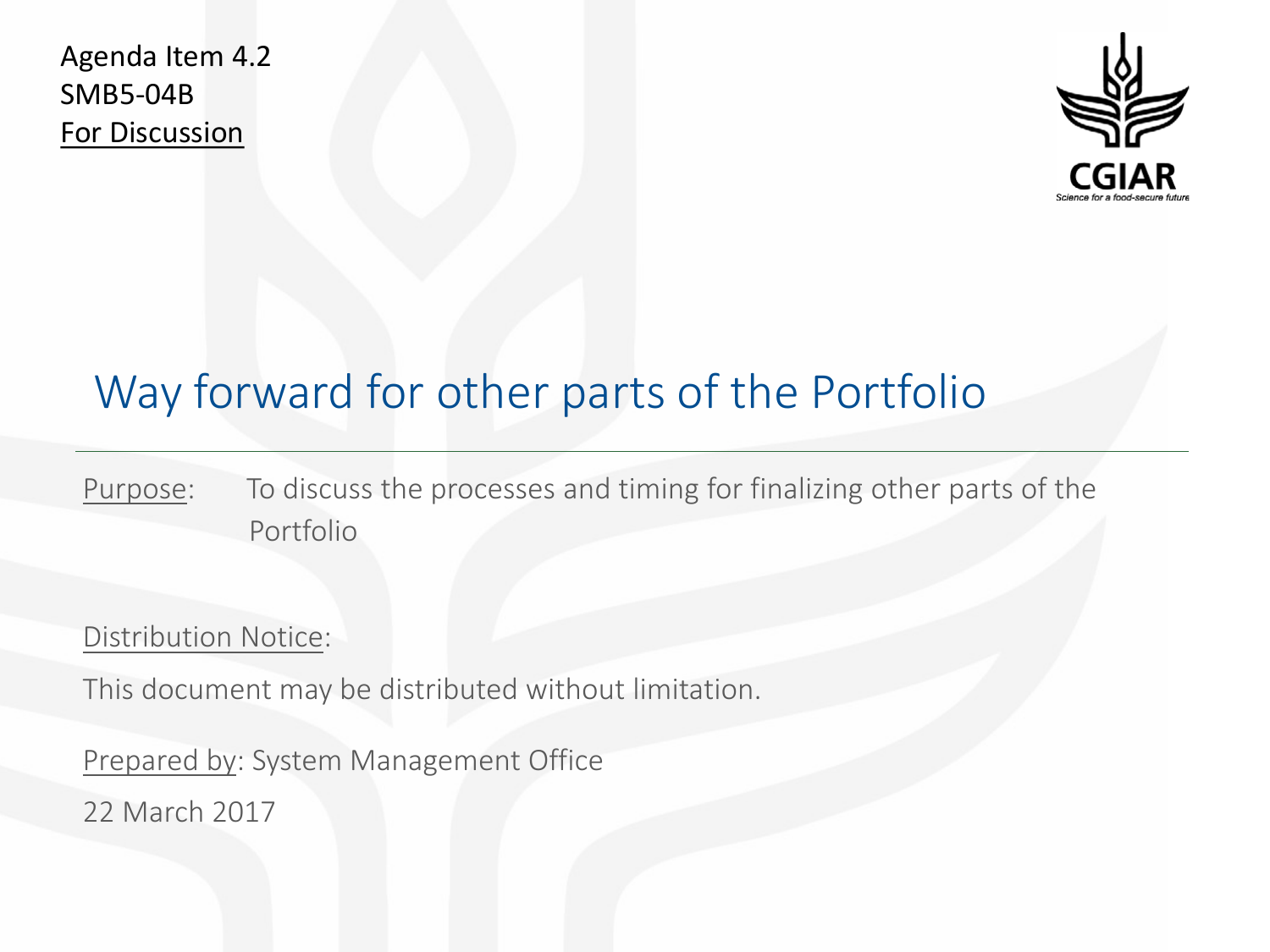Agenda Item 4.2
SMB5-04B
For Discussion

CGIAR

Science for a food-secure future

# Way forward for other parts of the Portfolio

Purpose: To discuss the processes and timing for finalizing other parts of the Portfolio

Distribution Notice:

This document may be distributed without limitation.

Prepared by: System Management Office

22 March 2017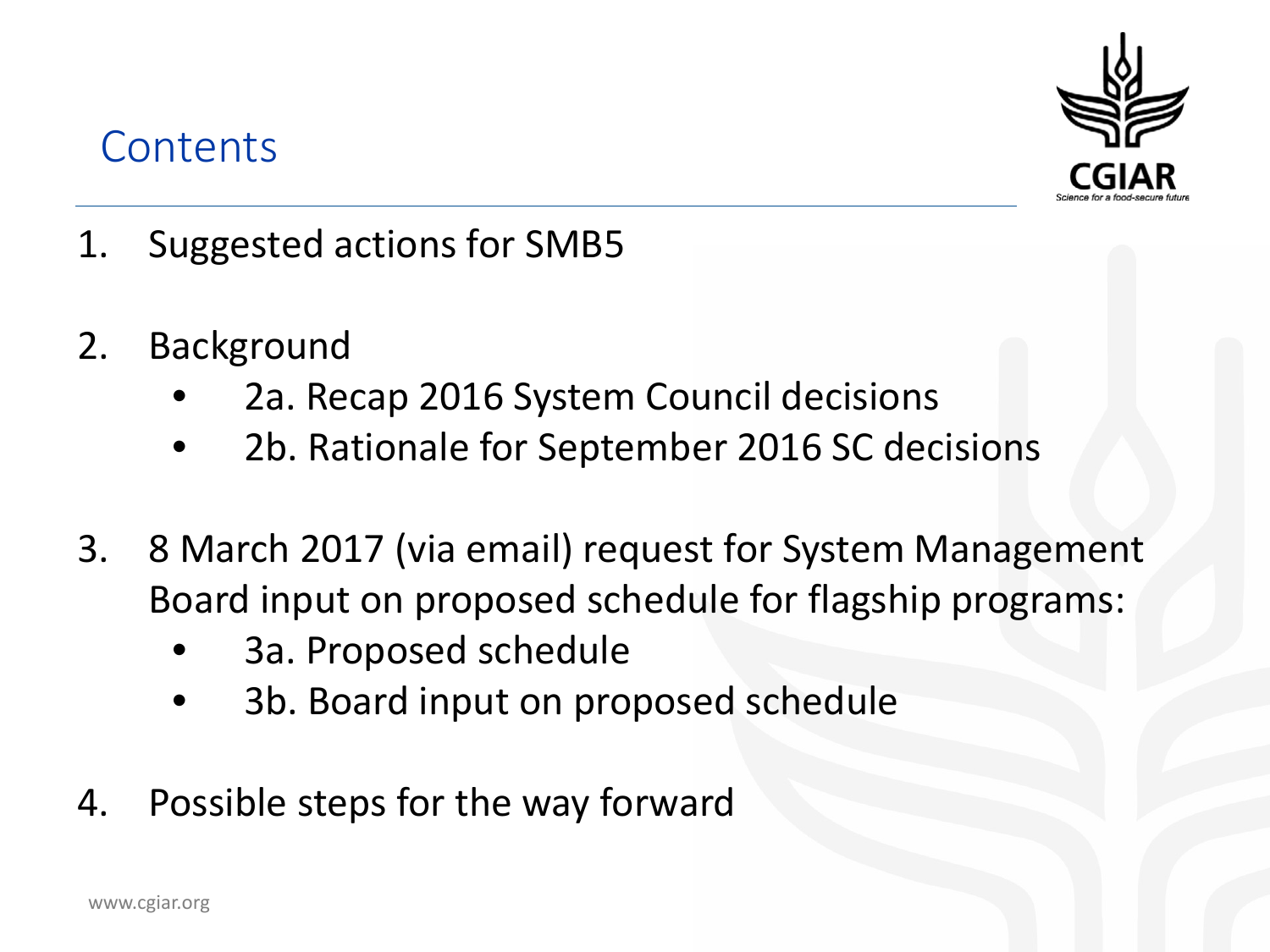# Contents

1. Suggested actions for SMB5

2. Background
   - 2a. Recap 2016 System Council decisions
   - 2b. Rationale for September 2016 SC decisions

3. 8 March 2017 (via email) request for System Management Board input on proposed schedule for flagship programs:
   - 3a. Proposed schedule
   - 3b. Board input on proposed schedule

4. Possible steps for the way forward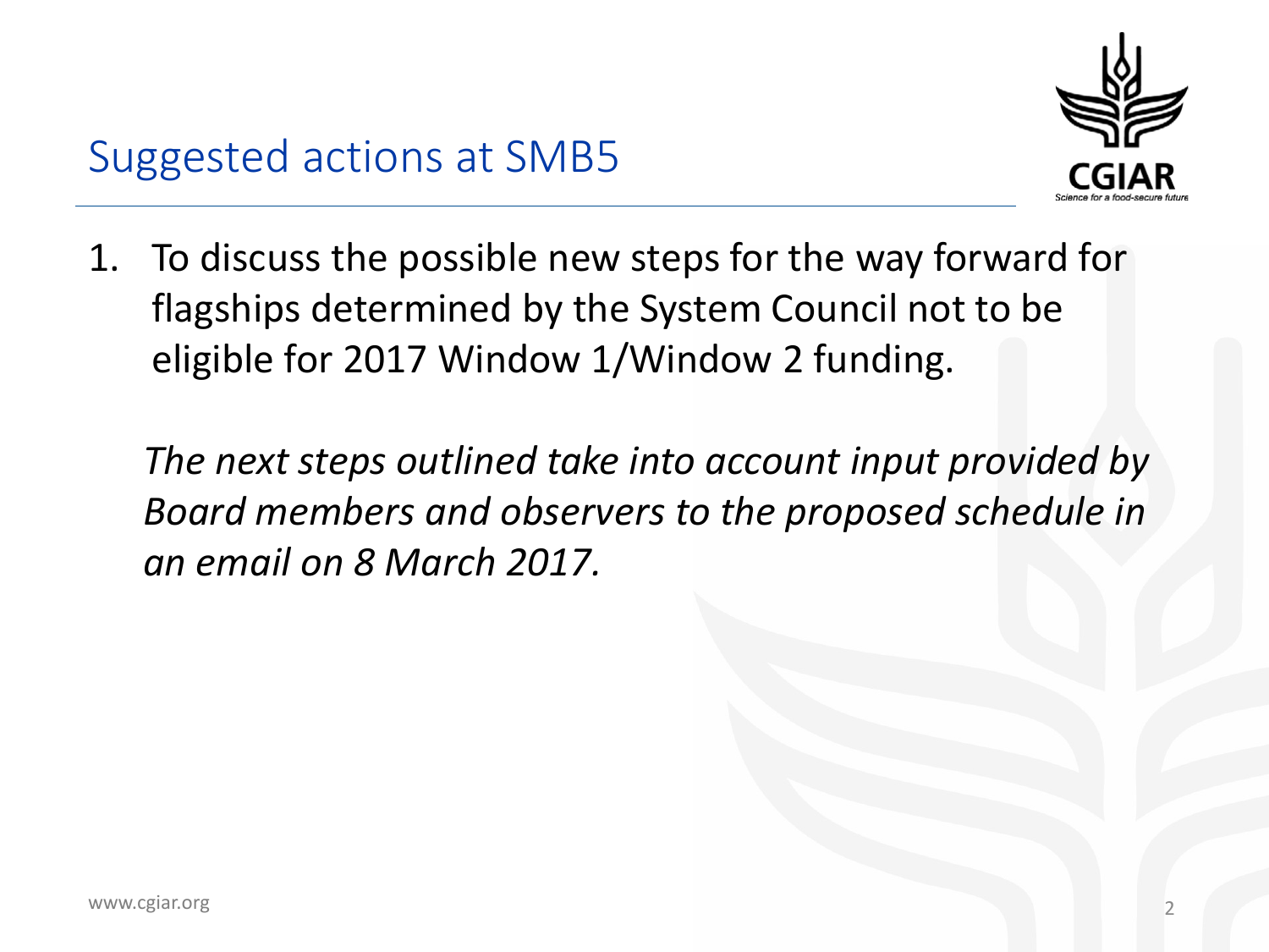# Suggested actions at SMB5

1. To discuss the possible new steps for the way forward for flagships determined by the System Council not to be eligible for 2017 Window 1/Window 2 funding.

   *The next steps outlined take into account input provided by Board members and observers to the proposed schedule in an email on 8 March 2017.*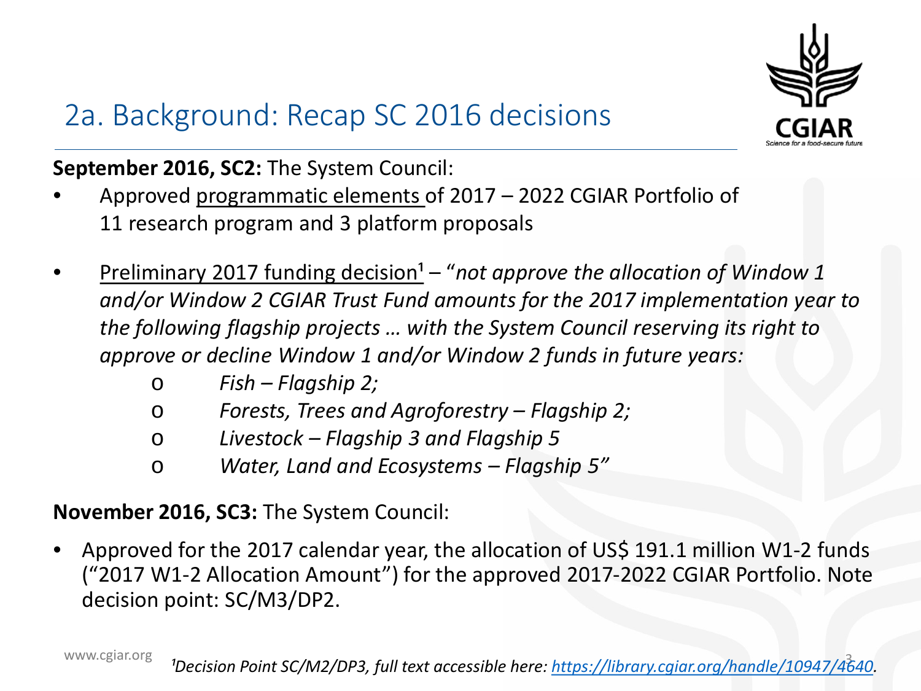## 2a. Background: Recap SC 2016 decisions

**September 2016, SC2:** The System Council:

- Approved programmatic elements of 2017 – 2022 CGIAR Portfolio of 11 research program and 3 platform proposals

- Preliminary 2017 funding decision[1] – "*not approve the allocation of Window 1 and/or Window 2 CGIAR Trust Fund amounts for the 2017 implementation year to the following flagship projects … with the System Council reserving its right to approve or decline Window 1 and/or Window 2 funds in future years:*
  - *Fish – Flagship 2;*
  - *Forests, Trees and Agroforestry – Flagship 2;*
  - *Livestock – Flagship 3 and Flagship 5*
  - *Water, Land and Ecosystems – Flagship 5"*

**November 2016, SC3:** The System Council:

- Approved for the 2017 calendar year, the allocation of US$ 191.1 million W1-2 funds ("2017 W1-2 Allocation Amount") for the approved 2017-2022 CGIAR Portfolio. Note decision point: SC/M3/DP2.

[1]*Decision Point SC/M2/DP3, full text accessible here: https://library.cgiar.org/handle/10947/4640.*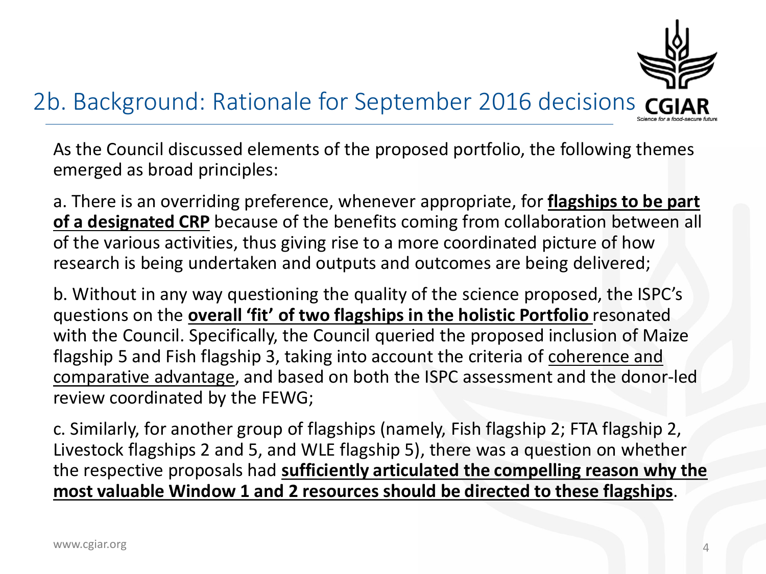## 2b. Background: Rationale for September 2016 decisions

As the Council discussed elements of the proposed portfolio, the following themes emerged as broad principles:

a. There is an overriding preference, whenever appropriate, for **flagships to be part of a designated CRP** because of the benefits coming from collaboration between all of the various activities, thus giving rise to a more coordinated picture of how research is being undertaken and outputs and outcomes are being delivered;

b. Without in any way questioning the quality of the science proposed, the ISPC's questions on the **overall 'fit' of two flagships in the holistic Portfolio** resonated with the Council. Specifically, the Council queried the proposed inclusion of Maize flagship 5 and Fish flagship 3, taking into account the criteria of coherence and comparative advantage, and based on both the ISPC assessment and the donor-led review coordinated by the FEWG;

c. Similarly, for another group of flagships (namely, Fish flagship 2; FTA flagship 2, Livestock flagships 2 and 5, and WLE flagship 5), there was a question on whether the respective proposals had **sufficiently articulated the compelling reason why the most valuable Window 1 and 2 resources should be directed to these flagships**.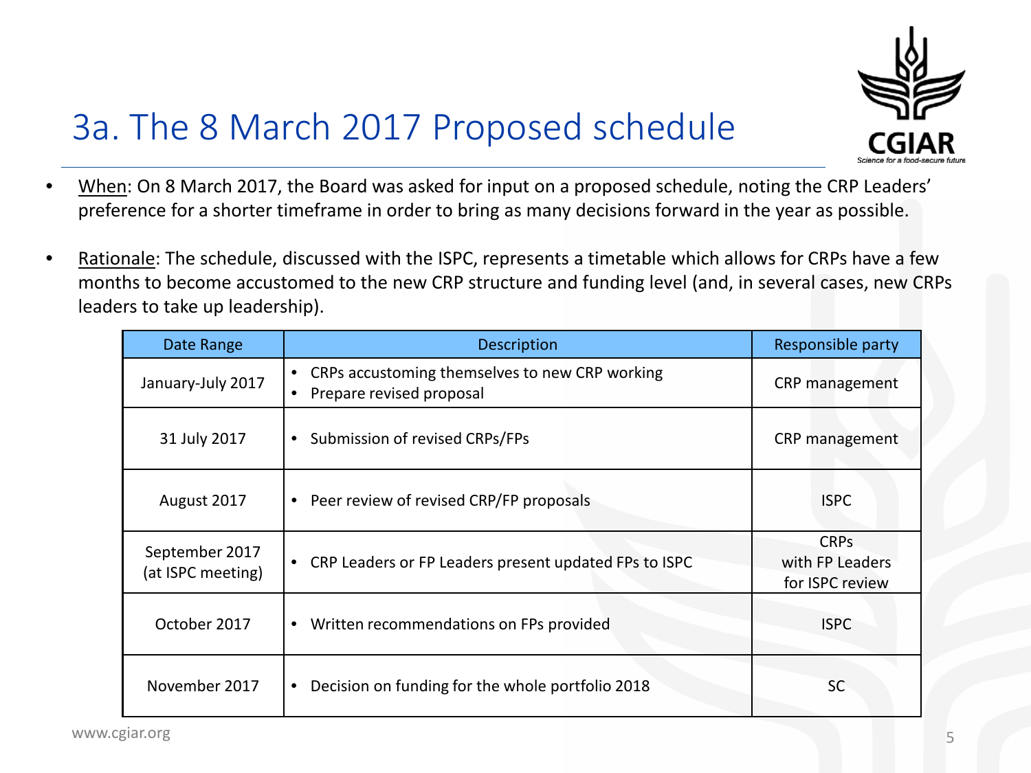# 3a. The 8 March 2017 Proposed schedule

- When: On 8 March 2017, the Board was asked for input on a proposed schedule, noting the CRP Leaders' preference for a shorter timeframe in order to bring as many decisions forward in the year as possible.

- Rationale: The schedule, discussed with the ISPC, represents a timetable which allows for CRPs have a few months to become accustomed to the new CRP structure and funding level (and, in several cases, new CRPs leaders to take up leadership).

| Date Range | Description | Responsible party |
|---|---|---|
| January-July 2017 | • CRPs accustoming themselves to new CRP working<br>• Prepare revised proposal | CRP management |
| 31 July 2017 | • Submission of revised CRPs/FPs | CRP management |
| August 2017 | • Peer review of revised CRP/FP proposals | ISPC |
| September 2017 (at ISPC meeting) | • CRP Leaders or FP Leaders present updated FPs to ISPC | CRPs with FP Leaders for ISPC review |
| October 2017 | • Written recommendations on FPs provided | ISPC |
| November 2017 | • Decision on funding for the whole portfolio 2018 | SC |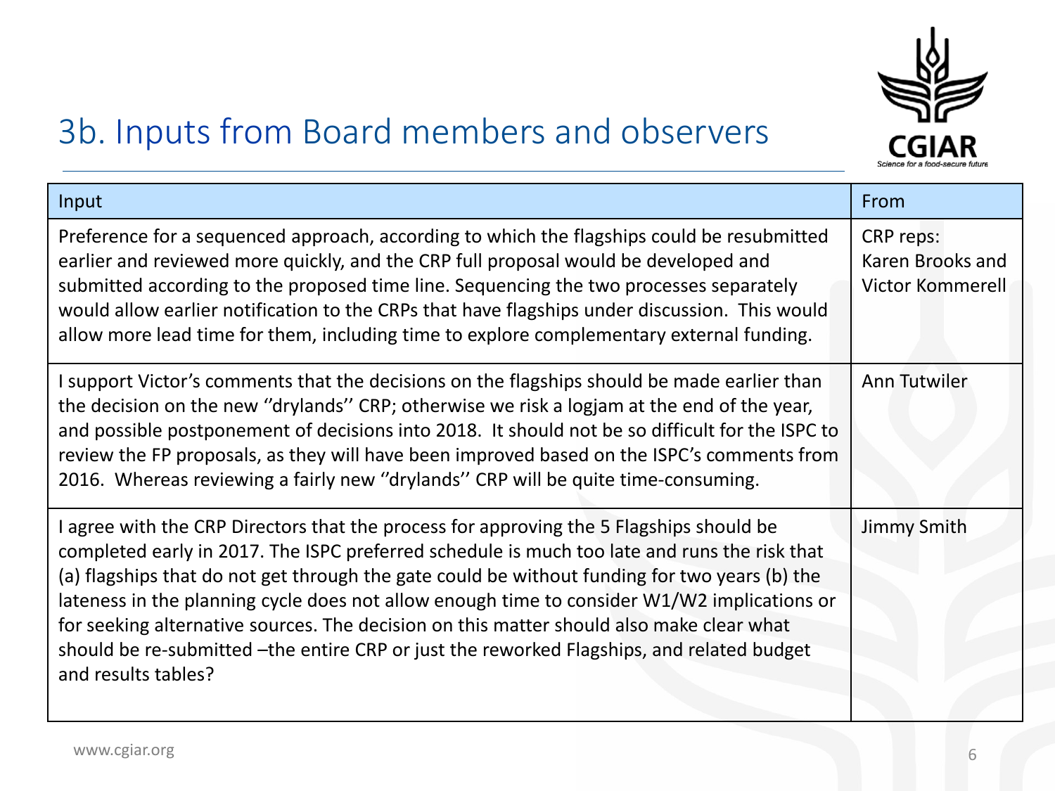# 3b. Inputs from Board members and observers

| Input | From |
| --- | --- |
| Preference for a sequenced approach, according to which the flagships could be resubmitted earlier and reviewed more quickly, and the CRP full proposal would be developed and submitted according to the proposed time line. Sequencing the two processes separately would allow earlier notification to the CRPs that have flagships under discussion. This would allow more lead time for them, including time to explore complementary external funding. | CRP reps: Karen Brooks and Victor Kommerell |
| I support Victor's comments that the decisions on the flagships should be made earlier than the decision on the new ''drylands'' CRP; otherwise we risk a logjam at the end of the year, and possible postponement of decisions into 2018. It should not be so difficult for the ISPC to review the FP proposals, as they will have been improved based on the ISPC's comments from 2016. Whereas reviewing a fairly new ''drylands'' CRP will be quite time-consuming. | Ann Tutwiler |
| I agree with the CRP Directors that the process for approving the 5 Flagships should be completed early in 2017. The ISPC preferred schedule is much too late and runs the risk that (a) flagships that do not get through the gate could be without funding for two years (b) the lateness in the planning cycle does not allow enough time to consider W1/W2 implications or for seeking alternative sources. The decision on this matter should also make clear what should be re-submitted –the entire CRP or just the reworked Flagships, and related budget and results tables? | Jimmy Smith |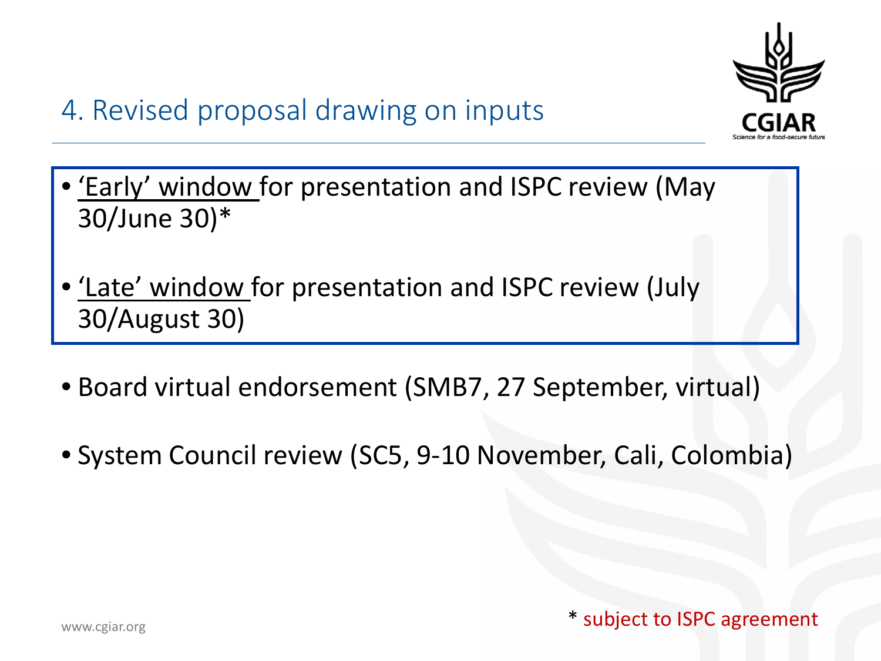# 4. Revised proposal drawing on inputs

- 'Early' window for presentation and ISPC review (May 30/June 30)*
- 'Late' window for presentation and ISPC review (July 30/August 30)
- Board virtual endorsement (SMB7, 27 September, virtual)
- System Council review (SC5, 9-10 November, Cali, Colombia)

* subject to ISPC agreement